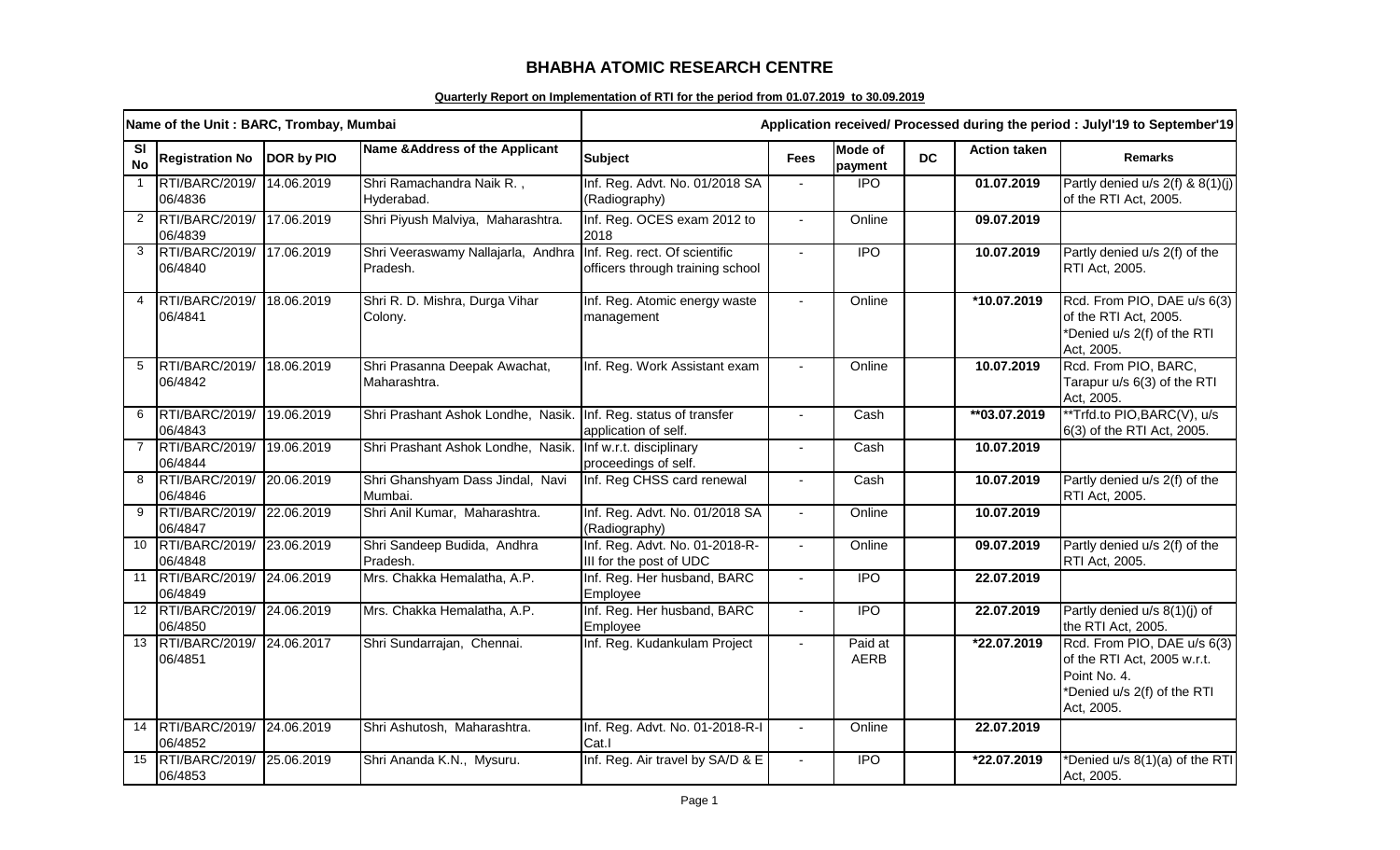# BHABHA ATOMIC RESEARCH CENTRE

**Quarterly Report on Implementation of RTI for the period from 01.07.2019 to 30.09.2019**

| Name of the Unit : BARC, Trombay, Mumbai | | | | Application received/ Processed during the period : Julyl'19 to September'19 | | | | | |
|---|---|---|---|---|---|---|---|---|---|
| Sl No | Registration No | DOR by PIO | Name &Address of the Applicant | Subject | Fees | Mode of payment | DC | Action taken | Remarks |
| 1 | RTI/BARC/2019/ 06/4836 | 14.06.2019 | Shri Ramachandra Naik R. , Hyderabad. | Inf. Reg. Advt. No. 01/2018 SA (Radiography) | - | IPO | | 01.07.2019 | Partly denied u/s 2(f) & 8(1)(j) of the RTI Act, 2005. |
| 2 | RTI/BARC/2019/ 06/4839 | 17.06.2019 | Shri Piyush Malviya, Maharashtra. | Inf. Reg. OCES exam 2012 to 2018 | - | Online | | 09.07.2019 | |
| 3 | RTI/BARC/2019/ 06/4840 | 17.06.2019 | Shri Veeraswamy Nallajarla, Andhra Pradesh. | Inf. Reg. rect. Of scientific officers through training school | - | IPO | | 10.07.2019 | Partly denied u/s 2(f) of the RTI Act, 2005. |
| 4 | RTI/BARC/2019/ 06/4841 | 18.06.2019 | Shri R. D. Mishra, Durga Vihar Colony. | Inf. Reg. Atomic energy waste management | - | Online | | *10.07.2019 | Rcd. From PIO, DAE u/s 6(3) of the RTI Act, 2005. *Denied u/s 2(f) of the RTI Act, 2005. |
| 5 | RTI/BARC/2019/ 06/4842 | 18.06.2019 | Shri Prasanna Deepak Awachat, Maharashtra. | Inf. Reg. Work Assistant exam | - | Online | | 10.07.2019 | Rcd. From PIO, BARC, Tarapur u/s 6(3) of the RTI Act, 2005. |
| 6 | RTI/BARC/2019/ 06/4843 | 19.06.2019 | Shri Prashant Ashok Londhe, Nasik. | Inf. Reg. status of transfer application of self. | - | Cash | | **03.07.2019 | **Trfd.to PIO,BARC(V), u/s 6(3) of the RTI Act, 2005. |
| 7 | RTI/BARC/2019/ 06/4844 | 19.06.2019 | Shri Prashant Ashok Londhe, Nasik. | Inf w.r.t. disciplinary proceedings of self. | - | Cash | | 10.07.2019 | |
| 8 | RTI/BARC/2019/ 06/4846 | 20.06.2019 | Shri Ghanshyam Dass Jindal, Navi Mumbai. | Inf. Reg CHSS card renewal | - | Cash | | 10.07.2019 | Partly denied u/s 2(f) of the RTI Act, 2005. |
| 9 | RTI/BARC/2019/ 06/4847 | 22.06.2019 | Shri Anil Kumar, Maharashtra. | Inf. Reg. Advt. No. 01/2018 SA (Radiography) | - | Online | | 10.07.2019 | |
| 10 | RTI/BARC/2019/ 06/4848 | 23.06.2019 | Shri Sandeep Budida, Andhra Pradesh. | Inf. Reg. Advt. No. 01-2018-R-III for the post of UDC | - | Online | | 09.07.2019 | Partly denied u/s 2(f) of the RTI Act, 2005. |
| 11 | RTI/BARC/2019/ 06/4849 | 24.06.2019 | Mrs. Chakka Hemalatha, A.P. | Inf. Reg. Her husband, BARC Employee | - | IPO | | 22.07.2019 | |
| 12 | RTI/BARC/2019/ 06/4850 | 24.06.2019 | Mrs. Chakka Hemalatha, A.P. | Inf. Reg. Her husband, BARC Employee | - | IPO | | 22.07.2019 | Partly denied u/s 8(1)(j) of the RTI Act, 2005. |
| 13 | RTI/BARC/2019/ 06/4851 | 24.06.2017 | Shri Sundarrajan, Chennai. | Inf. Reg. Kudankulam Project | - | Paid at AERB | | *22.07.2019 | Rcd. From PIO, DAE u/s 6(3) of the RTI Act, 2005 w.r.t. Point No. 4. *Denied u/s 2(f) of the RTI Act, 2005. |
| 14 | RTI/BARC/2019/ 06/4852 | 24.06.2019 | Shri Ashutosh, Maharashtra. | Inf. Reg. Advt. No. 01-2018-R-I Cat.I | - | Online | | 22.07.2019 | |
| 15 | RTI/BARC/2019/ 06/4853 | 25.06.2019 | Shri Ananda K.N., Mysuru. | Inf. Reg. Air travel by SA/D & E | - | IPO | | *22.07.2019 | *Denied u/s 8(1)(a) of the RTI Act, 2005. |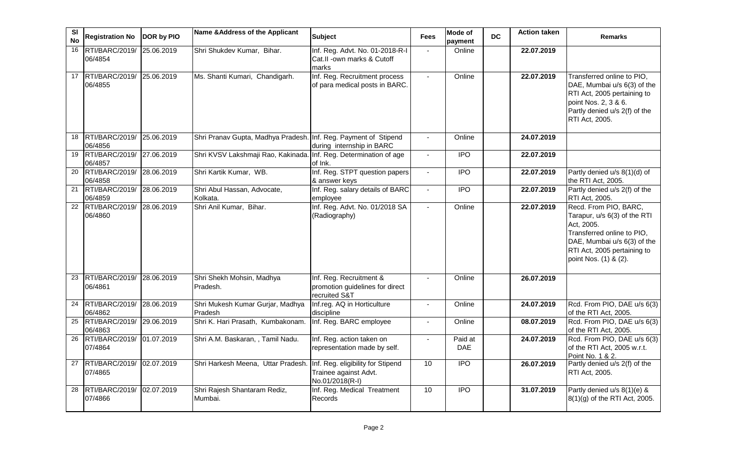| Sl No | Registration No | DOR by PIO | Name &Address of the Applicant | Subject | Fees | Mode of payment | DC | Action taken | Remarks |
|---|---|---|---|---|---|---|---|---|---|
| 16 | RTI/BARC/2019/ 06/4854 | 25.06.2019 | Shri Shukdev Kumar, Bihar. | Inf. Reg. Advt. No. 01-2018-R-I Cat.II -own marks & Cutoff marks | - | Online | | 22.07.2019 | |
| 17 | RTI/BARC/2019/ 06/4855 | 25.06.2019 | Ms. Shanti Kumari, Chandigarh. | Inf. Reg. Recruitment process of para medical posts in BARC. | - | Online | | 22.07.2019 | Transferred online to PIO, DAE, Mumbai u/s 6(3) of the RTI Act, 2005 pertaining to point Nos. 2, 3 & 6. Partly denied u/s 2(f) of the RTI Act, 2005. |
| 18 | RTI/BARC/2019/ 06/4856 | 25.06.2019 | Shri Pranav Gupta, Madhya Pradesh. | Inf. Reg. Payment of Stipend during internship in BARC | - | Online | | 24.07.2019 | |
| 19 | RTI/BARC/2019/ 06/4857 | 27.06.2019 | Shri KVSV Lakshmaji Rao, Kakinada. | Inf. Reg. Determination of age of Ink. | - | IPO | | 22.07.2019 | |
| 20 | RTI/BARC/2019/ 06/4858 | 28.06.2019 | Shri Kartik Kumar, WB. | Inf. Reg. STPT question papers & answer keys | - | IPO | | 22.07.2019 | Partly denied u/s 8(1)(d) of the RTI Act, 2005. |
| 21 | RTI/BARC/2019/ 06/4859 | 28.06.2019 | Shri Abul Hassan, Advocate, Kolkata. | Inf. Reg. salary details of BARC employee | - | IPO | | 22.07.2019 | Partly denied u/s 2(f) of the RTI Act, 2005. |
| 22 | RTI/BARC/2019/ 06/4860 | 28.06.2019 | Shri Anil Kumar, Bihar. | Inf. Reg. Advt. No. 01/2018 SA (Radiography) | - | Online | | 22.07.2019 | Recd. From PIO, BARC, Tarapur, u/s 6(3) of the RTI Act, 2005. Transferred online to PIO, DAE, Mumbai u/s 6(3) of the RTI Act, 2005 pertaining to point Nos. (1) & (2). |
| 23 | RTI/BARC/2019/ 06/4861 | 28.06.2019 | Shri Shekh Mohsin, Madhya Pradesh. | Inf. Reg. Recruitment & promotion guidelines for direct recruited S&T | - | Online | | 26.07.2019 | |
| 24 | RTI/BARC/2019/ 06/4862 | 28.06.2019 | Shri Mukesh Kumar Gurjar, Madhya Pradesh | Inf.reg. AQ in Horticulture discipline | - | Online | | 24.07.2019 | Rcd. From PIO, DAE u/s 6(3) of the RTI Act, 2005. |
| 25 | RTI/BARC/2019/ 06/4863 | 29.06.2019 | Shri K. Hari Prasath, Kumbakonam. | Inf. Reg. BARC employee | - | Online | | 08.07.2019 | Rcd. From PIO, DAE u/s 6(3) of the RTI Act, 2005. |
| 26 | RTI/BARC/2019/ 07/4864 | 01.07.2019 | Shri A.M. Baskaran, , Tamil Nadu. | Inf. Reg. action taken on representation made by self. | - | Paid at DAE | | 24.07.2019 | Rcd. From PIO, DAE u/s 6(3) of the RTI Act, 2005 w.r.t. Point No. 1 & 2. |
| 27 | RTI/BARC/2019/ 07/4865 | 02.07.2019 | Shri Harkesh Meena, Uttar Pradesh. | Inf. Reg. eligibility for Stipend Trainee against Advt. No.01/2018(R-I) | 10 | IPO | | 26.07.2019 | Partly denied u/s 2(f) of the RTI Act, 2005. |
| 28 | RTI/BARC/2019/ 07/4866 | 02.07.2019 | Shri Rajesh Shantaram Rediz, Mumbai. | Inf. Reg. Medical Treatment Records | 10 | IPO | | 31.07.2019 | Partly denied u/s 8(1)(e) & 8(1)(g) of the RTI Act, 2005. |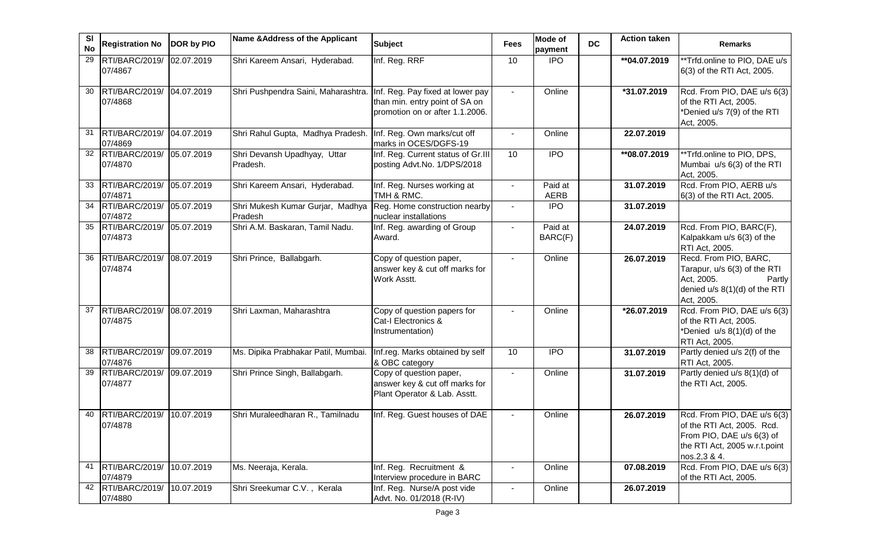| Sl No | Registration No | DOR by PIO | Name &Address of the Applicant | Subject | Fees | Mode of payment | DC | Action taken | Remarks |
|---|---|---|---|---|---|---|---|---|---|
| 29 | RTI/BARC/2019/ 07/4867 | 02.07.2019 | Shri Kareem Ansari, Hyderabad. | Inf. Reg. RRF | 10 | IPO | | **04.07.2019 | **Trfd.online to PIO, DAE u/s 6(3) of the RTI Act, 2005. |
| 30 | RTI/BARC/2019/ 07/4868 | 04.07.2019 | Shri Pushpendra Saini, Maharashtra. | Inf. Reg. Pay fixed at lower pay than min. entry point of SA on promotion on or after 1.1.2006. | - | Online | | *31.07.2019 | Rcd. From PIO, DAE u/s 6(3) of the RTI Act, 2005. *Denied u/s 7(9) of the RTI Act, 2005. |
| 31 | RTI/BARC/2019/ 07/4869 | 04.07.2019 | Shri Rahul Gupta, Madhya Pradesh. | Inf. Reg. Own marks/cut off marks in OCES/DGFS-19 | - | Online | | 22.07.2019 | |
| 32 | RTI/BARC/2019/ 07/4870 | 05.07.2019 | Shri Devansh Upadhyay, Uttar Pradesh. | Inf. Reg. Current status of Gr.III posting Advt.No. 1/DPS/2018 | 10 | IPO | | **08.07.2019 | **Trfd.online to PIO, DPS, Mumbai u/s 6(3) of the RTI Act, 2005. |
| 33 | RTI/BARC/2019/ 07/4871 | 05.07.2019 | Shri Kareem Ansari, Hyderabad. | Inf. Reg. Nurses working at TMH & RMC. | - | Paid at AERB | | 31.07.2019 | Rcd. From PIO, AERB u/s 6(3) of the RTI Act, 2005. |
| 34 | RTI/BARC/2019/ 07/4872 | 05.07.2019 | Shri Mukesh Kumar Gurjar, Madhya Pradesh | Reg. Home construction nearby nuclear installations | - | IPO | | 31.07.2019 | |
| 35 | RTI/BARC/2019/ 07/4873 | 05.07.2019 | Shri A.M. Baskaran, Tamil Nadu. | Inf. Reg. awarding of Group Award. | - | Paid at BARC(F) | | 24.07.2019 | Rcd. From PIO, BARC(F), Kalpakkam u/s 6(3) of the RTI Act, 2005. |
| 36 | RTI/BARC/2019/ 07/4874 | 08.07.2019 | Shri Prince, Ballabgarh. | Copy of question paper, answer key & cut off marks for Work Asstt. | - | Online | | 26.07.2019 | Recd. From PIO, BARC, Tarapur, u/s 6(3) of the RTI Act, 2005. Partly denied u/s 8(1)(d) of the RTI Act, 2005. |
| 37 | RTI/BARC/2019/ 07/4875 | 08.07.2019 | Shri Laxman, Maharashtra | Copy of question papers for Cat-I Electronics & Instrumentation) | - | Online | | *26.07.2019 | Rcd. From PIO, DAE u/s 6(3) of the RTI Act, 2005. *Denied u/s 8(1)(d) of the RTI Act, 2005. |
| 38 | RTI/BARC/2019/ 07/4876 | 09.07.2019 | Ms. Dipika Prabhakar Patil, Mumbai. | Inf.reg. Marks obtained by self & OBC category | 10 | IPO | | 31.07.2019 | Partly denied u/s 2(f) of the RTI Act, 2005. |
| 39 | RTI/BARC/2019/ 07/4877 | 09.07.2019 | Shri Prince Singh, Ballabgarh. | Copy of question paper, answer key & cut off marks for Plant Operator & Lab. Asstt. | - | Online | | 31.07.2019 | Partly denied u/s 8(1)(d) of the RTI Act, 2005. |
| 40 | RTI/BARC/2019/ 07/4878 | 10.07.2019 | Shri Muraleedharan R., Tamilnadu | Inf. Reg. Guest houses of DAE | - | Online | | 26.07.2019 | Rcd. From PIO, DAE u/s 6(3) of the RTI Act, 2005. Rcd. From PIO, DAE u/s 6(3) of the RTI Act, 2005 w.r.t.point nos.2,3 & 4. |
| 41 | RTI/BARC/2019/ 07/4879 | 10.07.2019 | Ms. Neeraja, Kerala. | Inf. Reg. Recruitment & Interview procedure in BARC | - | Online | | 07.08.2019 | Rcd. From PIO, DAE u/s 6(3) of the RTI Act, 2005. |
| 42 | RTI/BARC/2019/ 07/4880 | 10.07.2019 | Shri Sreekumar C.V. , Kerala | Inf. Reg. Nurse/A post vide Advt. No. 01/2018 (R-IV) | - | Online | | 26.07.2019 | |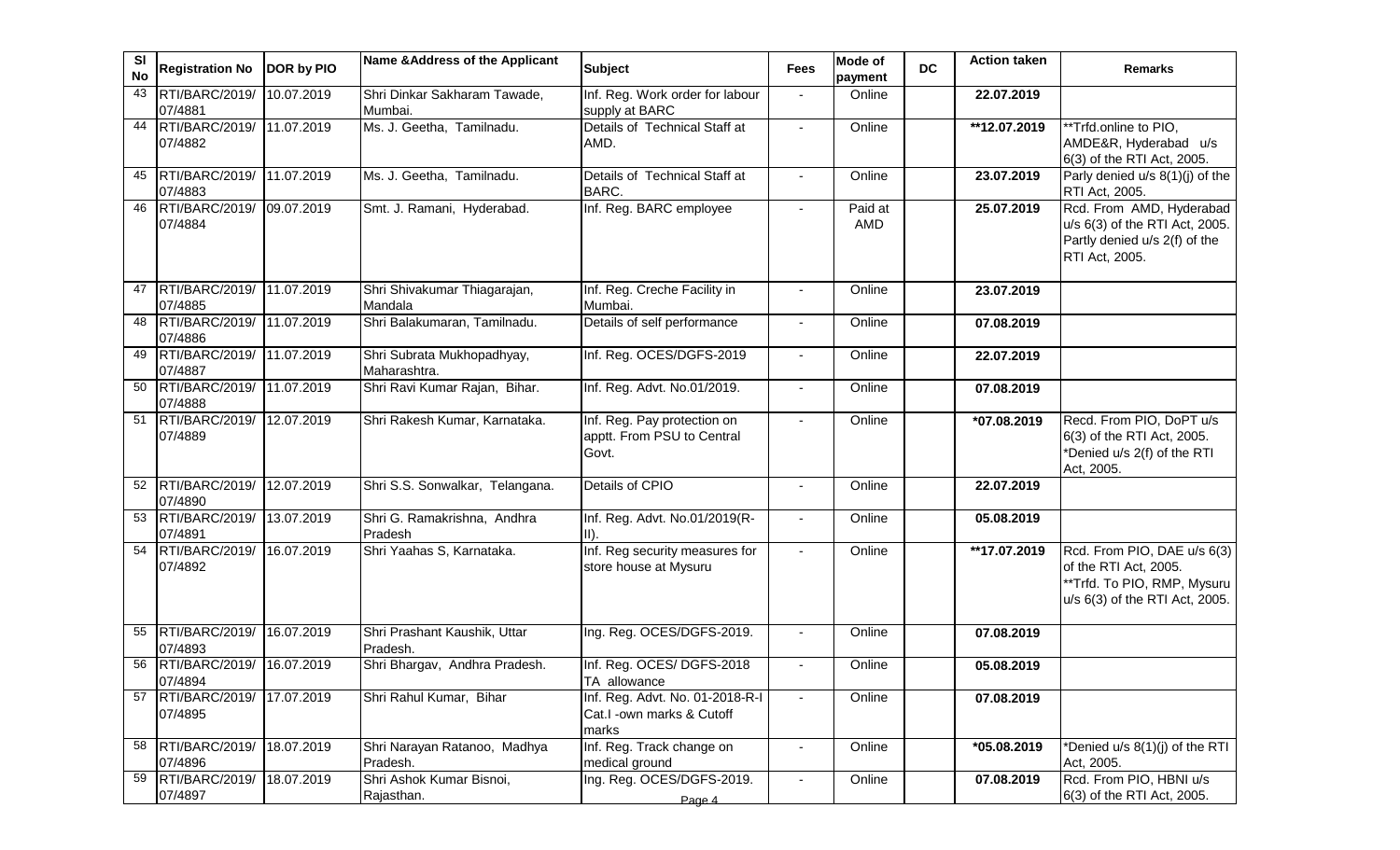| Sl No | Registration No | DOR by PIO | Name &Address of the Applicant | Subject | Fees | Mode of payment | DC | Action taken | Remarks |
|---|---|---|---|---|---|---|---|---|---|
| 43 | RTI/BARC/2019/ 07/4881 | 10.07.2019 | Shri Dinkar Sakharam Tawade, Mumbai. | Inf. Reg. Work order for labour supply at BARC | - | Online | | 22.07.2019 | |
| 44 | RTI/BARC/2019/ 07/4882 | 11.07.2019 | Ms. J. Geetha, Tamilnadu. | Details of Technical Staff at AMD. | - | Online | | **12.07.2019 | **Trfd.online to PIO, AMDE&R, Hyderabad u/s 6(3) of the RTI Act, 2005. |
| 45 | RTI/BARC/2019/ 07/4883 | 11.07.2019 | Ms. J. Geetha, Tamilnadu. | Details of Technical Staff at BARC. | - | Online | | 23.07.2019 | Parly denied u/s 8(1)(j) of the RTI Act, 2005. |
| 46 | RTI/BARC/2019/ 07/4884 | 09.07.2019 | Smt. J. Ramani, Hyderabad. | Inf. Reg. BARC employee | - | Paid at AMD | | 25.07.2019 | Rcd. From AMD, Hyderabad u/s 6(3) of the RTI Act, 2005. Partly denied u/s 2(f) of the RTI Act, 2005. |
| 47 | RTI/BARC/2019/ 07/4885 | 11.07.2019 | Shri Shivakumar Thiagarajan, Mandala | Inf. Reg. Creche Facility in Mumbai. | - | Online | | 23.07.2019 | |
| 48 | RTI/BARC/2019/ 07/4886 | 11.07.2019 | Shri Balakumaran, Tamilnadu. | Details of self performance | - | Online | | 07.08.2019 | |
| 49 | RTI/BARC/2019/ 07/4887 | 11.07.2019 | Shri Subrata Mukhopadhyay, Maharashtra. | Inf. Reg. OCES/DGFS-2019 | - | Online | | 22.07.2019 | |
| 50 | RTI/BARC/2019/ 07/4888 | 11.07.2019 | Shri Ravi Kumar Rajan, Bihar. | Inf. Reg. Advt. No.01/2019. | - | Online | | 07.08.2019 | |
| 51 | RTI/BARC/2019/ 07/4889 | 12.07.2019 | Shri Rakesh Kumar, Karnataka. | Inf. Reg. Pay protection on apptt. From PSU to Central Govt. | - | Online | | *07.08.2019 | Recd. From PIO, DoPT u/s 6(3) of the RTI Act, 2005. *Denied u/s 2(f) of the RTI Act, 2005. |
| 52 | RTI/BARC/2019/ 07/4890 | 12.07.2019 | Shri S.S. Sonwalkar, Telangana. | Details of CPIO | - | Online | | 22.07.2019 | |
| 53 | RTI/BARC/2019/ 07/4891 | 13.07.2019 | Shri G. Ramakrishna, Andhra Pradesh | Inf. Reg. Advt. No.01/2019(R-II). | - | Online | | 05.08.2019 | |
| 54 | RTI/BARC/2019/ 07/4892 | 16.07.2019 | Shri Yaahas S, Karnataka. | Inf. Reg security measures for store house at Mysuru | - | Online | | **17.07.2019 | Rcd. From PIO, DAE u/s 6(3) of the RTI Act, 2005. **Trfd. To PIO, RMP, Mysuru u/s 6(3) of the RTI Act, 2005. |
| 55 | RTI/BARC/2019/ 07/4893 | 16.07.2019 | Shri Prashant Kaushik, Uttar Pradesh. | Ing. Reg. OCES/DGFS-2019. | - | Online | | 07.08.2019 | |
| 56 | RTI/BARC/2019/ 07/4894 | 16.07.2019 | Shri Bhargav, Andhra Pradesh. | Inf. Reg. OCES/ DGFS-2018 TA allowance | - | Online | | 05.08.2019 | |
| 57 | RTI/BARC/2019/ 07/4895 | 17.07.2019 | Shri Rahul Kumar, Bihar | Inf. Reg. Advt. No. 01-2018-R-I Cat.I -own marks & Cutoff marks | - | Online | | 07.08.2019 | |
| 58 | RTI/BARC/2019/ 07/4896 | 18.07.2019 | Shri Narayan Ratanoo, Madhya Pradesh. | Inf. Reg. Track change on medical ground | - | Online | | *05.08.2019 | *Denied u/s 8(1)(j) of the RTI Act, 2005. |
| 59 | RTI/BARC/2019/ 07/4897 | 18.07.2019 | Shri Ashok Kumar Bisnoi, Rajasthan. | Ing. Reg. OCES/DGFS-2019. | - | Online | | 07.08.2019 | Rcd. From PIO, HBNI u/s 6(3) of the RTI Act, 2005. |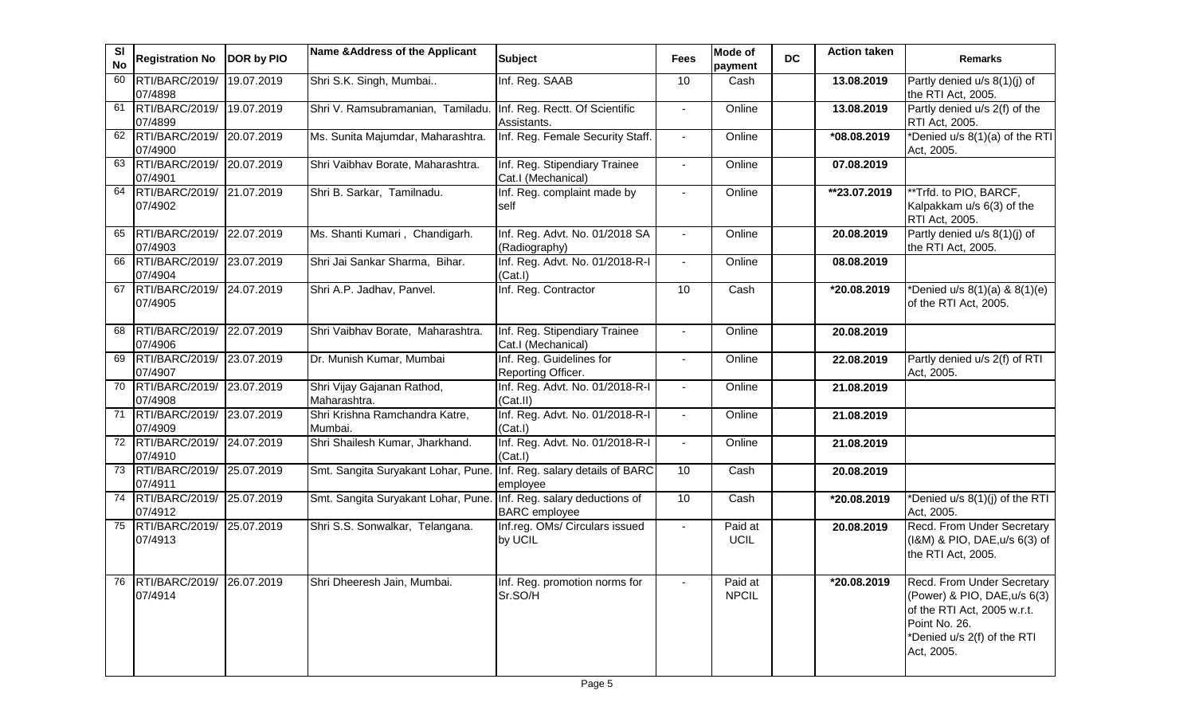| Sl No | Registration No | DOR by PIO | Name &Address of the Applicant | Subject | Fees | Mode of payment | DC | Action taken | Remarks |
|---|---|---|---|---|---|---|---|---|---|
| 60 | RTI/BARC/2019/07/4898 | 19.07.2019 | Shri S.K. Singh, Mumbai.. | Inf. Reg. SAAB | 10 | Cash | | **13.08.2019** | Partly denied u/s 8(1)(j) of the RTI Act, 2005. |
| 61 | RTI/BARC/2019/07/4899 | 19.07.2019 | Shri V. Ramsubramanian, Tamiladu. | Inf. Reg. Rectt. Of Scientific Assistants. | - | Online | | **13.08.2019** | Partly denied u/s 2(f) of the RTI Act, 2005. |
| 62 | RTI/BARC/2019/07/4900 | 20.07.2019 | Ms. Sunita Majumdar, Maharashtra. | Inf. Reg. Female Security Staff. | - | Online | | **\*08.08.2019** | \*Denied u/s 8(1)(a) of the RTI Act, 2005. |
| 63 | RTI/BARC/2019/07/4901 | 20.07.2019 | Shri Vaibhav Borate, Maharashtra. | Inf. Reg. Stipendiary Trainee Cat.I (Mechanical) | - | Online | | **07.08.2019** | |
| 64 | RTI/BARC/2019/07/4902 | 21.07.2019 | Shri B. Sarkar, Tamilnadu. | Inf. Reg. complaint made by self | - | Online | | **\*\*23.07.2019** | \*\*Trfd. to PIO, BARCF, Kalpakkam u/s 6(3) of the RTI Act, 2005. |
| 65 | RTI/BARC/2019/07/4903 | 22.07.2019 | Ms. Shanti Kumari , Chandigarh. | Inf. Reg. Advt. No. 01/2018 SA (Radiography) | - | Online | | **20.08.2019** | Partly denied u/s 8(1)(j) of the RTI Act, 2005. |
| 66 | RTI/BARC/2019/07/4904 | 23.07.2019 | Shri Jai Sankar Sharma, Bihar. | Inf. Reg. Advt. No. 01/2018-R-I (Cat.I) | - | Online | | **08.08.2019** | |
| 67 | RTI/BARC/2019/07/4905 | 24.07.2019 | Shri A.P. Jadhav, Panvel. | Inf. Reg. Contractor | 10 | Cash | | **\*20.08.2019** | \*Denied u/s 8(1)(a) & 8(1)(e) of the RTI Act, 2005. |
| 68 | RTI/BARC/2019/07/4906 | 22.07.2019 | Shri Vaibhav Borate, Maharashtra. | Inf. Reg. Stipendiary Trainee Cat.I (Mechanical) | - | Online | | **20.08.2019** | |
| 69 | RTI/BARC/2019/07/4907 | 23.07.2019 | Dr. Munish Kumar, Mumbai | Inf. Reg. Guidelines for Reporting Officer. | - | Online | | **22.08.2019** | Partly denied u/s 2(f) of RTI Act, 2005. |
| 70 | RTI/BARC/2019/07/4908 | 23.07.2019 | Shri Vijay Gajanan Rathod, Maharashtra. | Inf. Reg. Advt. No. 01/2018-R-I (Cat.II) | - | Online | | **21.08.2019** | |
| 71 | RTI/BARC/2019/07/4909 | 23.07.2019 | Shri Krishna Ramchandra Katre, Mumbai. | Inf. Reg. Advt. No. 01/2018-R-I (Cat.I) | - | Online | | **21.08.2019** | |
| 72 | RTI/BARC/2019/07/4910 | 24.07.2019 | Shri Shailesh Kumar, Jharkhand. | Inf. Reg. Advt. No. 01/2018-R-I (Cat.I) | - | Online | | **21.08.2019** | |
| 73 | RTI/BARC/2019/07/4911 | 25.07.2019 | Smt. Sangita Suryakant Lohar, Pune. | Inf. Reg. salary details of BARC employee | 10 | Cash | | **20.08.2019** | |
| 74 | RTI/BARC/2019/07/4912 | 25.07.2019 | Smt. Sangita Suryakant Lohar, Pune. | Inf. Reg. salary deductions of BARC employee | 10 | Cash | | **\*20.08.2019** | \*Denied u/s 8(1)(j) of the RTI Act, 2005. |
| 75 | RTI/BARC/2019/07/4913 | 25.07.2019 | Shri S.S. Sonwalkar, Telangana. | Inf.reg. OMs/ Circulars issued by UCIL | - | Paid at UCIL | | **20.08.2019** | Recd. From Under Secretary (I&M) & PIO, DAE,u/s 6(3) of the RTI Act, 2005. |
| 76 | RTI/BARC/2019/07/4914 | 26.07.2019 | Shri Dheeresh Jain, Mumbai. | Inf. Reg. promotion norms for Sr.SO/H | - | Paid at NPCIL | | **\*20.08.2019** | Recd. From Under Secretary (Power) & PIO, DAE,u/s 6(3) of the RTI Act, 2005 w.r.t. Point No. 26. \*Denied u/s 2(f) of the RTI Act, 2005. |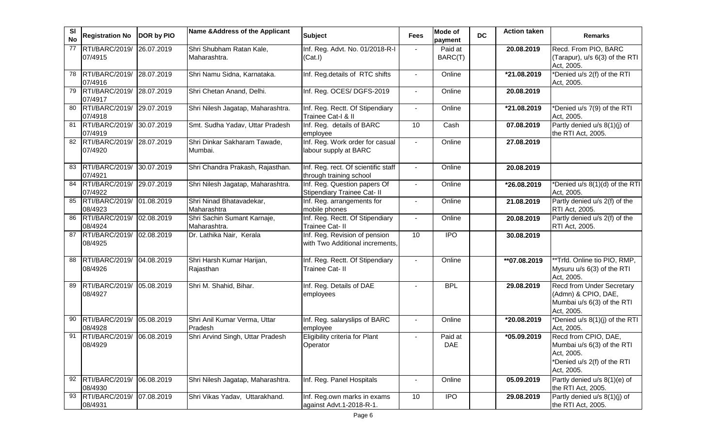| Sl No | Registration No | DOR by PIO | Name &Address of the Applicant | Subject | Fees | Mode of payment | DC | Action taken | Remarks |
|---|---|---|---|---|---|---|---|---|---|
| 77 | RTI/BARC/2019/ 07/4915 | 26.07.2019 | Shri Shubham Ratan Kale, Maharashtra. | Inf. Reg. Advt. No. 01/2018-R-I (Cat.I) | - | Paid at BARC(T) | | **20.08.2019** | Recd. From PIO, BARC (Tarapur), u/s 6(3) of the RTI Act, 2005. |
| 78 | RTI/BARC/2019/ 07/4916 | 28.07.2019 | Shri Namu Sidna, Karnataka. | Inf. Reg.details of RTC shifts | - | Online | | **\*21.08.2019** | \*Denied u/s 2(f) of the RTI Act, 2005. |
| 79 | RTI/BARC/2019/ 07/4917 | 28.07.2019 | Shri Chetan Anand, Delhi. | Inf. Reg. OCES/ DGFS-2019 | - | Online | | **20.08.2019** | |
| 80 | RTI/BARC/2019/ 07/4918 | 29.07.2019 | Shri Nilesh Jagatap, Maharashtra. | Inf. Reg. Rectt. Of Stipendiary Trainee Cat-I & II | - | Online | | **\*21.08.2019** | \*Denied u/s 7(9) of the RTI Act, 2005. |
| 81 | RTI/BARC/2019/ 07/4919 | 30.07.2019 | Smt. Sudha Yadav, Uttar Pradesh | Inf. Reg. details of BARC employee | 10 | Cash | | **07.08.2019** | Partly denied u/s 8(1)(j) of the RTI Act, 2005. |
| 82 | RTI/BARC/2019/ 07/4920 | 28.07.2019 | Shri Dinkar Sakharam Tawade, Mumbai. | Inf. Reg. Work order for casual labour supply at BARC | - | Online | | **27.08.2019** | |
| 83 | RTI/BARC/2019/ 07/4921 | 30.07.2019 | Shri Chandra Prakash, Rajasthan. | Inf. Reg. rect. Of scientific staff through training school | - | Online | | **20.08.2019** | |
| 84 | RTI/BARC/2019/ 07/4922 | 29.07.2019 | Shri Nilesh Jagatap, Maharashtra. | Inf. Reg. Question papers Of Stipendiary Trainee Cat- II | - | Online | | **\*26.08.2019** | \*Denied u/s 8(1)(d) of the RTI Act, 2005. |
| 85 | RTI/BARC/2019/ 08/4923 | 01.08.2019 | Shri Ninad Bhatavadekar, Maharashtra | Inf. Reg. arrangements for mobile phones | - | Online | | **21.08.2019** | Partly denied u/s 2(f) of the RTI Act, 2005. |
| 86 | RTI/BARC/2019/ 08/4924 | 02.08.2019 | Shri Sachin Sumant Karnaje, Maharashtra. | Inf. Reg. Rectt. Of Stipendiary Trainee Cat- II | - | Online | | **20.08.2019** | Partly denied u/s 2(f) of the RTI Act, 2005. |
| 87 | RTI/BARC/2019/ 08/4925 | 02.08.2019 | Dr. Lathika Nair, Kerala | Inf. Reg. Revision of pension with Two Additional increments, | 10 | IPO | | **30.08.2019** | |
| 88 | RTI/BARC/2019/ 08/4926 | 04.08.2019 | Shri Harsh Kumar Harijan, Rajasthan | Inf. Reg. Rectt. Of Stipendiary Trainee Cat- II | - | Online | | **\*\*07.08.2019** | \*\*Trfd. Online tio PIO, RMP, Mysuru u/s 6(3) of the RTI Act, 2005. |
| 89 | RTI/BARC/2019/ 08/4927 | 05.08.2019 | Shri M. Shahid, Bihar. | Inf. Reg. Details of DAE employees | - | BPL | | **29.08.2019** | Recd from Under Secretary (Admn) & CPIO, DAE, Mumbai u/s 6(3) of the RTI Act, 2005. |
| 90 | RTI/BARC/2019/ 08/4928 | 05.08.2019 | Shri Anil Kumar Verma, Uttar Pradesh | Inf. Reg. salaryslips of BARC employee | - | Online | | **\*20.08.2019** | \*Denied u/s 8(1)(j) of the RTI Act, 2005. |
| 91 | RTI/BARC/2019/ 08/4929 | 06.08.2019 | Shri Arvind Singh, Uttar Pradesh | Eligibility criteria for Plant Operator | - | Paid at DAE | | **\*05.09.2019** | Recd from CPIO, DAE, Mumbai u/s 6(3) of the RTI Act, 2005. \*Denied u/s 2(f) of the RTI Act, 2005. |
| 92 | RTI/BARC/2019/ 08/4930 | 06.08.2019 | Shri Nilesh Jagatap, Maharashtra. | Inf. Reg. Panel Hospitals | - | Online | | **05.09.2019** | Partly denied u/s 8(1)(e) of the RTI Act, 2005. |
| 93 | RTI/BARC/2019/ 08/4931 | 07.08.2019 | Shri Vikas Yadav, Uttarakhand. | Inf. Reg.own marks in exams against Advt.1-2018-R-1. | 10 | IPO | | **29.08.2019** | Partly denied u/s 8(1)(j) of the RTI Act, 2005. |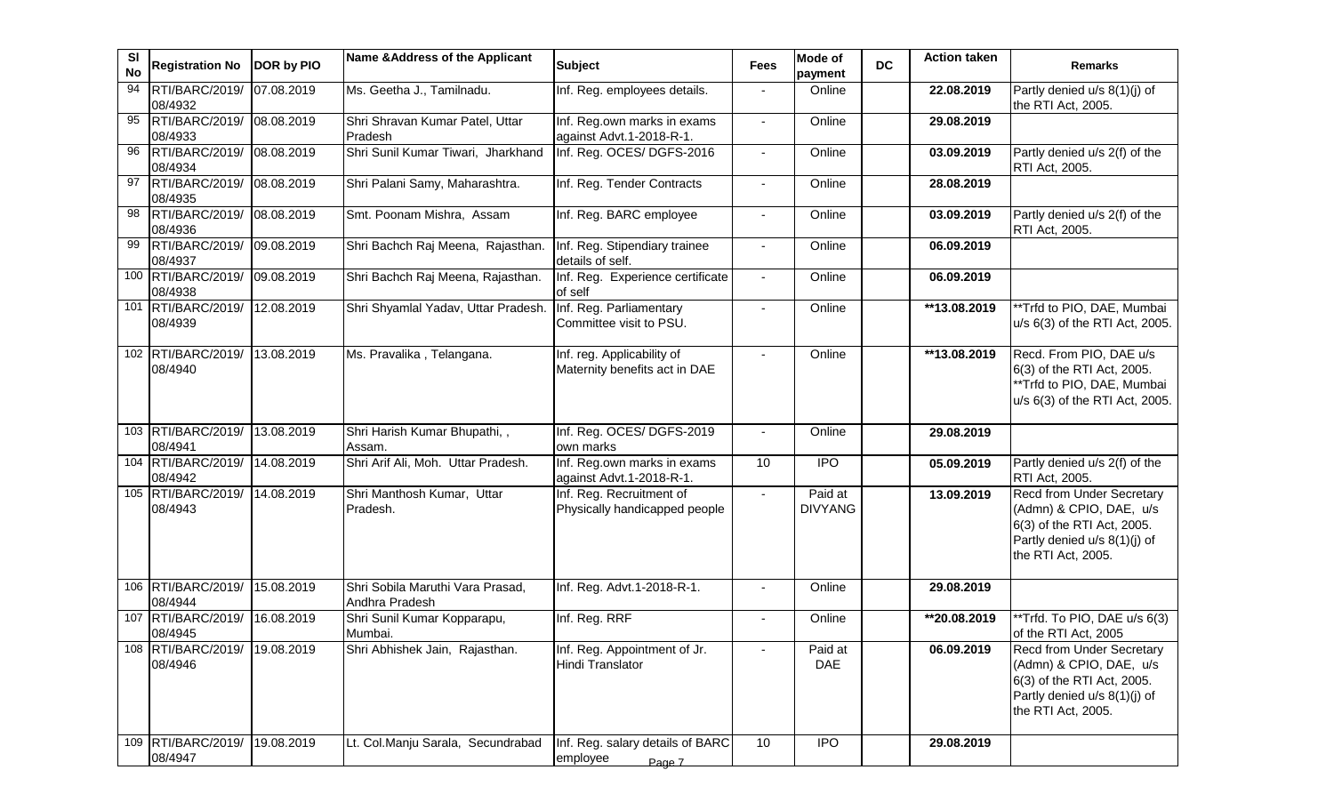| Sl No | Registration No | DOR by PIO | Name &Address of the Applicant | Subject | Fees | Mode of payment | DC | Action taken | Remarks |
|---|---|---|---|---|---|---|---|---|---|
| 94 | RTI/BARC/2019/ 08/4932 | 07.08.2019 | Ms. Geetha J., Tamilnadu. | Inf. Reg. employees details. | - | Online | | 22.08.2019 | Partly denied u/s 8(1)(j) of the RTI Act, 2005. |
| 95 | RTI/BARC/2019/ 08/4933 | 08.08.2019 | Shri Shravan Kumar Patel, Uttar Pradesh | Inf. Reg.own marks in exams against Advt.1-2018-R-1. | - | Online | | 29.08.2019 | |
| 96 | RTI/BARC/2019/ 08/4934 | 08.08.2019 | Shri Sunil Kumar Tiwari, Jharkhand | Inf. Reg. OCES/ DGFS-2016 | - | Online | | 03.09.2019 | Partly denied u/s 2(f) of the RTI Act, 2005. |
| 97 | RTI/BARC/2019/ 08/4935 | 08.08.2019 | Shri Palani Samy, Maharashtra. | Inf. Reg. Tender Contracts | - | Online | | 28.08.2019 | |
| 98 | RTI/BARC/2019/ 08/4936 | 08.08.2019 | Smt. Poonam Mishra, Assam | Inf. Reg. BARC employee | - | Online | | 03.09.2019 | Partly denied u/s 2(f) of the RTI Act, 2005. |
| 99 | RTI/BARC/2019/ 08/4937 | 09.08.2019 | Shri Bachch Raj Meena, Rajasthan. | Inf. Reg. Stipendiary trainee details of self. | - | Online | | 06.09.2019 | |
| 100 | RTI/BARC/2019/ 08/4938 | 09.08.2019 | Shri Bachch Raj Meena, Rajasthan. | Inf. Reg. Experience certificate of self | - | Online | | 06.09.2019 | |
| 101 | RTI/BARC/2019/ 08/4939 | 12.08.2019 | Shri Shyamlal Yadav, Uttar Pradesh. | Inf. Reg. Parliamentary Committee visit to PSU. | - | Online | | **13.08.2019 | **Trfd to PIO, DAE, Mumbai u/s 6(3) of the RTI Act, 2005. |
| 102 | RTI/BARC/2019/ 08/4940 | 13.08.2019 | Ms. Pravalika , Telangana. | Inf. reg. Applicability of Maternity benefits act in DAE | - | Online | | **13.08.2019 | Recd. From PIO, DAE u/s 6(3) of the RTI Act, 2005. **Trfd to PIO, DAE, Mumbai u/s 6(3) of the RTI Act, 2005. |
| 103 | RTI/BARC/2019/ 08/4941 | 13.08.2019 | Shri Harish Kumar Bhupathi, , Assam. | Inf. Reg. OCES/ DGFS-2019 own marks | - | Online | | 29.08.2019 | |
| 104 | RTI/BARC/2019/ 08/4942 | 14.08.2019 | Shri Arif Ali, Moh. Uttar Pradesh. | Inf. Reg.own marks in exams against Advt.1-2018-R-1. | 10 | IPO | | 05.09.2019 | Partly denied u/s 2(f) of the RTI Act, 2005. |
| 105 | RTI/BARC/2019/ 08/4943 | 14.08.2019 | Shri Manthosh Kumar, Uttar Pradesh. | Inf. Reg. Recruitment of Physically handicapped people | - | Paid at DIVYANG | | 13.09.2019 | Recd from Under Secretary (Admn) & CPIO, DAE, u/s 6(3) of the RTI Act, 2005. Partly denied u/s 8(1)(j) of the RTI Act, 2005. |
| 106 | RTI/BARC/2019/ 08/4944 | 15.08.2019 | Shri Sobila Maruthi Vara Prasad, Andhra Pradesh | Inf. Reg. Advt.1-2018-R-1. | - | Online | | 29.08.2019 | |
| 107 | RTI/BARC/2019/ 08/4945 | 16.08.2019 | Shri Sunil Kumar Kopparapu, Mumbai. | Inf. Reg. RRF | - | Online | | **20.08.2019 | **Trfd. To PIO, DAE u/s 6(3) of the RTI Act, 2005 |
| 108 | RTI/BARC/2019/ 08/4946 | 19.08.2019 | Shri Abhishek Jain, Rajasthan. | Inf. Reg. Appointment of Jr. Hindi Translator | - | Paid at DAE | | 06.09.2019 | Recd from Under Secretary (Admn) & CPIO, DAE, u/s 6(3) of the RTI Act, 2005. Partly denied u/s 8(1)(j) of the RTI Act, 2005. |
| 109 | RTI/BARC/2019/ 08/4947 | 19.08.2019 | Lt. Col.Manju Sarala, Secundrabad | Inf. Reg. salary details of BARC employee | 10 | IPO | | 29.08.2019 | |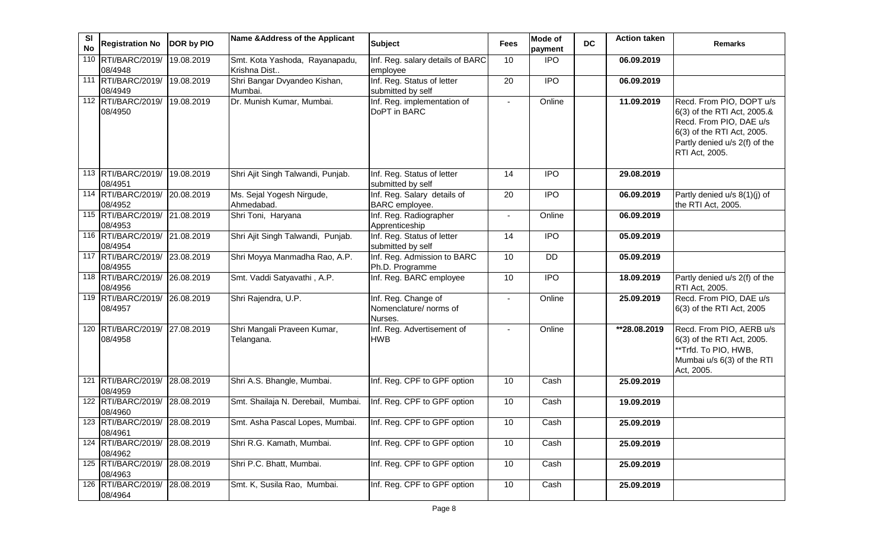| Sl No | Registration No | DOR by PIO | Name &Address of the Applicant | Subject | Fees | Mode of payment | DC | Action taken | Remarks |
|---|---|---|---|---|---|---|---|---|---|
| 110 | RTI/BARC/2019/ 08/4948 | 19.08.2019 | Smt. Kota Yashoda, Rayanapadu, Krishna Dist.. | Inf. Reg. salary details of BARC employee | 10 | IPO | | 06.09.2019 | |
| 111 | RTI/BARC/2019/ 08/4949 | 19.08.2019 | Shri Bangar Dvyandeo Kishan, Mumbai. | Inf. Reg. Status of letter submitted by self | 20 | IPO | | 06.09.2019 | |
| 112 | RTI/BARC/2019/ 08/4950 | 19.08.2019 | Dr. Munish Kumar, Mumbai. | Inf. Reg. implementation of DoPT in BARC | - | Online | | 11.09.2019 | Recd. From PIO, DOPT u/s 6(3) of the RTI Act, 2005.& Recd. From PIO, DAE u/s 6(3) of the RTI Act, 2005. Partly denied u/s 2(f) of the RTI Act, 2005. |
| 113 | RTI/BARC/2019/ 08/4951 | 19.08.2019 | Shri Ajit Singh Talwandi, Punjab. | Inf. Reg. Status of letter submitted by self | 14 | IPO | | 29.08.2019 | |
| 114 | RTI/BARC/2019/ 08/4952 | 20.08.2019 | Ms. Sejal Yogesh Nirgude, Ahmedabad. | Inf. Reg. Salary details of BARC employee. | 20 | IPO | | 06.09.2019 | Partly denied u/s 8(1)(j) of the RTI Act, 2005. |
| 115 | RTI/BARC/2019/ 08/4953 | 21.08.2019 | Shri Toni, Haryana | Inf. Reg. Radiographer Apprenticeship | - | Online | | 06.09.2019 | |
| 116 | RTI/BARC/2019/ 08/4954 | 21.08.2019 | Shri Ajit Singh Talwandi, Punjab. | Inf. Reg. Status of letter submitted by self | 14 | IPO | | 05.09.2019 | |
| 117 | RTI/BARC/2019/ 08/4955 | 23.08.2019 | Shri Moyya Manmadha Rao, A.P. | Inf. Reg. Admission to BARC Ph.D. Programme | 10 | DD | | 05.09.2019 | |
| 118 | RTI/BARC/2019/ 08/4956 | 26.08.2019 | Smt. Vaddi Satyavathi , A.P. | Inf. Reg. BARC employee | 10 | IPO | | 18.09.2019 | Partly denied u/s 2(f) of the RTI Act, 2005. |
| 119 | RTI/BARC/2019/ 08/4957 | 26.08.2019 | Shri Rajendra, U.P. | Inf. Reg. Change of Nomenclature/ norms of Nurses. | - | Online | | 25.09.2019 | Recd. From PIO, DAE u/s 6(3) of the RTI Act, 2005 |
| 120 | RTI/BARC/2019/ 08/4958 | 27.08.2019 | Shri Mangali Praveen Kumar, Telangana. | Inf. Reg. Advertisement of HWB | - | Online | | **28.08.2019 | Recd. From PIO, AERB u/s 6(3) of the RTI Act, 2005. **Trfd. To PIO, HWB, Mumbai u/s 6(3) of the RTI Act, 2005. |
| 121 | RTI/BARC/2019/ 08/4959 | 28.08.2019 | Shri A.S. Bhangle, Mumbai. | Inf. Reg. CPF to GPF option | 10 | Cash | | 25.09.2019 | |
| 122 | RTI/BARC/2019/ 08/4960 | 28.08.2019 | Smt. Shailaja N. Derebail, Mumbai. | Inf. Reg. CPF to GPF option | 10 | Cash | | 19.09.2019 | |
| 123 | RTI/BARC/2019/ 08/4961 | 28.08.2019 | Smt. Asha Pascal Lopes, Mumbai. | Inf. Reg. CPF to GPF option | 10 | Cash | | 25.09.2019 | |
| 124 | RTI/BARC/2019/ 08/4962 | 28.08.2019 | Shri R.G. Kamath, Mumbai. | Inf. Reg. CPF to GPF option | 10 | Cash | | 25.09.2019 | |
| 125 | RTI/BARC/2019/ 08/4963 | 28.08.2019 | Shri P.C. Bhatt, Mumbai. | Inf. Reg. CPF to GPF option | 10 | Cash | | 25.09.2019 | |
| 126 | RTI/BARC/2019/ 08/4964 | 28.08.2019 | Smt. K, Susila Rao, Mumbai. | Inf. Reg. CPF to GPF option | 10 | Cash | | 25.09.2019 | |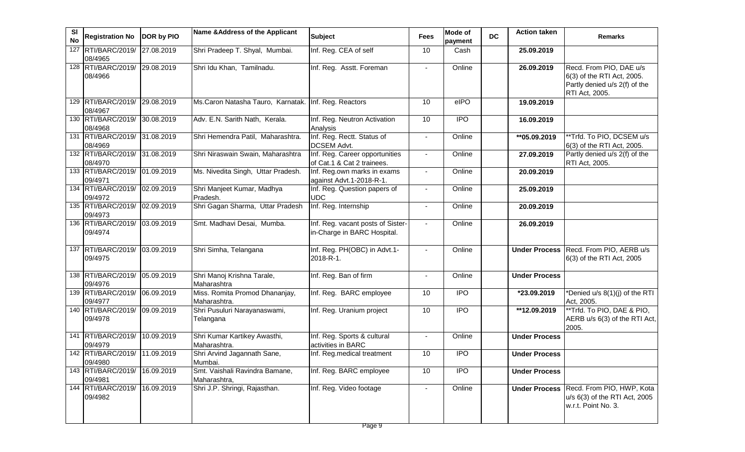| Sl No | Registration No | DOR by PIO | Name &Address of the Applicant | Subject | Fees | Mode of payment | DC | Action taken | Remarks |
|---|---|---|---|---|---|---|---|---|---|
| 127 | RTI/BARC/2019/ 08/4965 | 27.08.2019 | Shri Pradeep T. Shyal, Mumbai. | Inf. Reg. CEA of self | 10 | Cash | | 25.09.2019 | |
| 128 | RTI/BARC/2019/ 08/4966 | 29.08.2019 | Shri Idu Khan, Tamilnadu. | Inf. Reg. Asstt. Foreman | - | Online | | 26.09.2019 | Recd. From PIO, DAE u/s 6(3) of the RTI Act, 2005. Partly denied u/s 2(f) of the RTI Act, 2005. |
| 129 | RTI/BARC/2019/ 08/4967 | 29.08.2019 | Ms.Caron Natasha Tauro, Karnatak. | Inf. Reg. Reactors | 10 | eIPO | | 19.09.2019 | |
| 130 | RTI/BARC/2019/ 08/4968 | 30.08.2019 | Adv. E.N. Sarith Nath, Kerala. | Inf. Reg. Neutron Activation Analysis | 10 | IPO | | 16.09.2019 | |
| 131 | RTI/BARC/2019/ 08/4969 | 31.08.2019 | Shri Hemendra Patil, Maharashtra. | Inf. Reg. Rectt. Status of DCSEM Advt. | - | Online | | **05.09.2019 | **Trfd. To PIO, DCSEM u/s 6(3) of the RTI Act, 2005. |
| 132 | RTI/BARC/2019/ 08/4970 | 31.08.2019 | Shri Niraswain Swain, Maharashtra | Inf. Reg. Career opportunities of Cat.1 & Cat 2 trainees. | - | Online | | 27.09.2019 | Partly denied u/s 2(f) of the RTI Act, 2005. |
| 133 | RTI/BARC/2019/ 09/4971 | 01.09.2019 | Ms. Nivedita Singh, Uttar Pradesh. | Inf. Reg.own marks in exams against Advt.1-2018-R-1. | - | Online | | 20.09.2019 | |
| 134 | RTI/BARC/2019/ 09/4972 | 02.09.2019 | Shri Manjeet Kumar, Madhya Pradesh. | Inf. Reg. Question papers of UDC | - | Online | | 25.09.2019 | |
| 135 | RTI/BARC/2019/ 09/4973 | 02.09.2019 | Shri Gagan Sharma, Uttar Pradesh | Inf. Reg. Internship | - | Online | | 20.09.2019 | |
| 136 | RTI/BARC/2019/ 09/4974 | 03.09.2019 | Smt. Madhavi Desai, Mumba. | Inf. Reg. vacant posts of Sister-in-Charge in BARC Hospital. | - | Online | | 26.09.2019 | |
| 137 | RTI/BARC/2019/ 09/4975 | 03.09.2019 | Shri Simha, Telangana | Inf. Reg. PH(OBC) in Advt.1-2018-R-1. | - | Online | | Under Process | Recd. From PIO, AERB u/s 6(3) of the RTI Act, 2005 |
| 138 | RTI/BARC/2019/ 09/4976 | 05.09.2019 | Shri Manoj Krishna Tarale, Maharashtra | Inf. Reg. Ban of firm | - | Online | | Under Process | |
| 139 | RTI/BARC/2019/ 09/4977 | 06.09.2019 | Miss. Romita Promod Dhananjay, Maharashtra. | Inf. Reg. BARC employee | 10 | IPO | | *23.09.2019 | *Denied u/s 8(1)(j) of the RTI Act, 2005. |
| 140 | RTI/BARC/2019/ 09/4978 | 09.09.2019 | Shri Pusuluri Narayanaswami, Telangana | Inf. Reg. Uranium project | 10 | IPO | | **12.09.2019 | **Trfd. To PIO, DAE & PIO, AERB u/s 6(3) of the RTI Act, 2005. |
| 141 | RTI/BARC/2019/ 09/4979 | 10.09.2019 | Shri Kumar Kartikey Awasthi, Maharashtra. | Inf. Reg. Sports & cultural activities in BARC | - | Online | | Under Process | |
| 142 | RTI/BARC/2019/ 09/4980 | 11.09.2019 | Shri Arvind Jagannath Sane, Mumbai. | Inf. Reg.medical treatment | 10 | IPO | | Under Process | |
| 143 | RTI/BARC/2019/ 09/4981 | 16.09.2019 | Smt. Vaishali Ravindra Bamane, Maharashtra, | Inf. Reg. BARC employee | 10 | IPO | | Under Process | |
| 144 | RTI/BARC/2019/ 09/4982 | 16.09.2019 | Shri J.P. Shringi, Rajasthan. | Inf. Reg. Video footage | - | Online | | Under Process | Recd. From PIO, HWP, Kota u/s 6(3) of the RTI Act, 2005 w.r.t. Point No. 3. |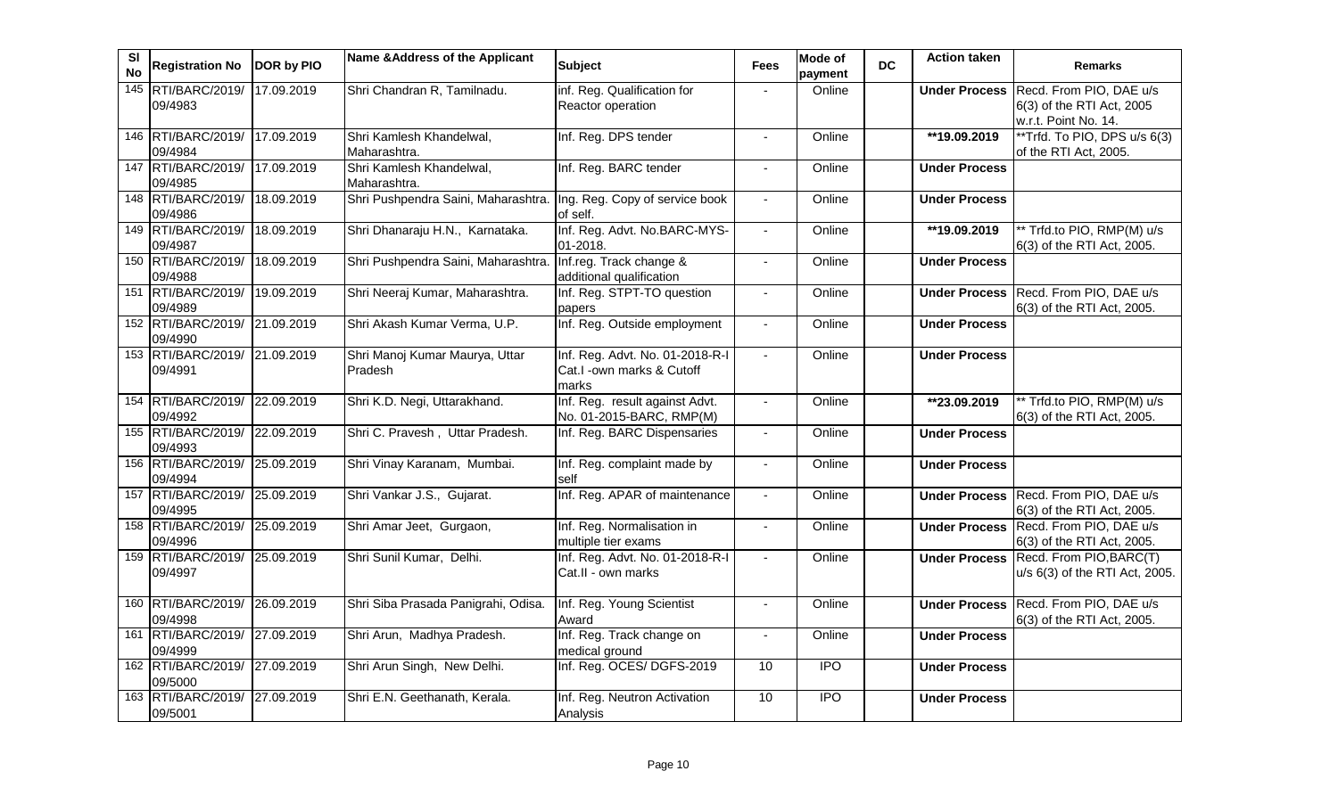| Sl No | Registration No | DOR by PIO | Name &Address of the Applicant | Subject | Fees | Mode of payment | DC | Action taken | Remarks |
|---|---|---|---|---|---|---|---|---|---|
| 145 | RTI/BARC/2019/ 09/4983 | 17.09.2019 | Shri Chandran R, Tamilnadu. | inf. Reg. Qualification for Reactor operation | - | Online | | **Under Process** | Recd. From PIO, DAE u/s 6(3) of the RTI Act, 2005 w.r.t. Point No. 14. |
| 146 | RTI/BARC/2019/ 09/4984 | 17.09.2019 | Shri Kamlesh Khandelwal, Maharashtra. | Inf. Reg. DPS tender | - | Online | | **\*\*19.09.2019** | \*\*Trfd. To PIO, DPS u/s 6(3) of the RTI Act, 2005. |
| 147 | RTI/BARC/2019/ 09/4985 | 17.09.2019 | Shri Kamlesh Khandelwal, Maharashtra. | Inf. Reg. BARC tender | - | Online | | **Under Process** | |
| 148 | RTI/BARC/2019/ 09/4986 | 18.09.2019 | Shri Pushpendra Saini, Maharashtra. | Ing. Reg. Copy of service book of self. | - | Online | | **Under Process** | |
| 149 | RTI/BARC/2019/ 09/4987 | 18.09.2019 | Shri Dhanaraju H.N., Karnataka. | Inf. Reg. Advt. No.BARC-MYS-01-2018. | - | Online | | **\*\*19.09.2019** | \*\* Trfd.to PIO, RMP(M) u/s 6(3) of the RTI Act, 2005. |
| 150 | RTI/BARC/2019/ 09/4988 | 18.09.2019 | Shri Pushpendra Saini, Maharashtra. | Inf.reg. Track change & additional qualification | - | Online | | **Under Process** | |
| 151 | RTI/BARC/2019/ 09/4989 | 19.09.2019 | Shri Neeraj Kumar, Maharashtra. | Inf. Reg. STPT-TO question papers | - | Online | | **Under Process** | Recd. From PIO, DAE u/s 6(3) of the RTI Act, 2005. |
| 152 | RTI/BARC/2019/ 09/4990 | 21.09.2019 | Shri Akash Kumar Verma, U.P. | Inf. Reg. Outside employment | - | Online | | **Under Process** | |
| 153 | RTI/BARC/2019/ 09/4991 | 21.09.2019 | Shri Manoj Kumar Maurya, Uttar Pradesh | Inf. Reg. Advt. No. 01-2018-R-I Cat.I -own marks & Cutoff marks | - | Online | | **Under Process** | |
| 154 | RTI/BARC/2019/ 09/4992 | 22.09.2019 | Shri K.D. Negi, Uttarakhand. | Inf. Reg. result against Advt. No. 01-2015-BARC, RMP(M) | - | Online | | **\*\*23.09.2019** | \*\* Trfd.to PIO, RMP(M) u/s 6(3) of the RTI Act, 2005. |
| 155 | RTI/BARC/2019/ 09/4993 | 22.09.2019 | Shri C. Pravesh , Uttar Pradesh. | Inf. Reg. BARC Dispensaries | - | Online | | **Under Process** | |
| 156 | RTI/BARC/2019/ 09/4994 | 25.09.2019 | Shri Vinay Karanam, Mumbai. | Inf. Reg. complaint made by self | - | Online | | **Under Process** | |
| 157 | RTI/BARC/2019/ 09/4995 | 25.09.2019 | Shri Vankar J.S., Gujarat. | Inf. Reg. APAR of maintenance | - | Online | | **Under Process** | Recd. From PIO, DAE u/s 6(3) of the RTI Act, 2005. |
| 158 | RTI/BARC/2019/ 09/4996 | 25.09.2019 | Shri Amar Jeet, Gurgaon, | Inf. Reg. Normalisation in multiple tier exams | - | Online | | **Under Process** | Recd. From PIO, DAE u/s 6(3) of the RTI Act, 2005. |
| 159 | RTI/BARC/2019/ 09/4997 | 25.09.2019 | Shri Sunil Kumar, Delhi. | Inf. Reg. Advt. No. 01-2018-R-I Cat.II - own marks | - | Online | | **Under Process** | Recd. From PIO,BARC(T) u/s 6(3) of the RTI Act, 2005. |
| 160 | RTI/BARC/2019/ 09/4998 | 26.09.2019 | Shri Siba Prasada Panigrahi, Odisa. | Inf. Reg. Young Scientist Award | - | Online | | **Under Process** | Recd. From PIO, DAE u/s 6(3) of the RTI Act, 2005. |
| 161 | RTI/BARC/2019/ 09/4999 | 27.09.2019 | Shri Arun, Madhya Pradesh. | Inf. Reg. Track change on medical ground | - | Online | | **Under Process** | |
| 162 | RTI/BARC/2019/ 09/5000 | 27.09.2019 | Shri Arun Singh, New Delhi. | Inf. Reg. OCES/ DGFS-2019 | 10 | IPO | | **Under Process** | |
| 163 | RTI/BARC/2019/ 09/5001 | 27.09.2019 | Shri E.N. Geethanath, Kerala. | Inf. Reg. Neutron Activation Analysis | 10 | IPO | | **Under Process** | |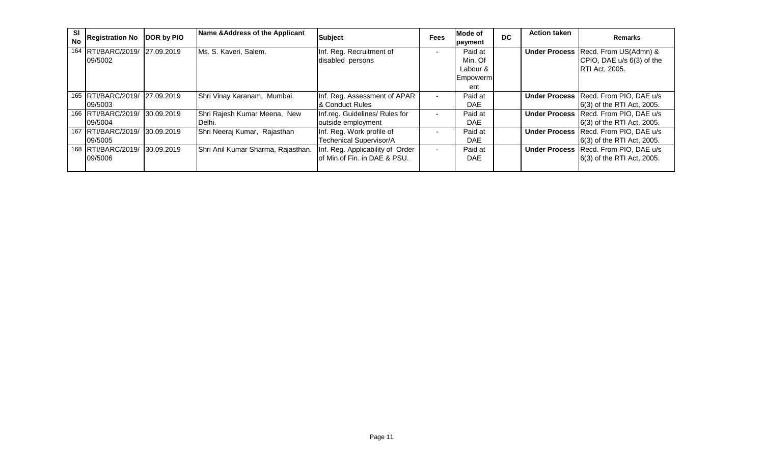| Sl No | Registration No | DOR by PIO | Name &Address of the Applicant | Subject | Fees | Mode of payment | DC | Action taken | Remarks |
|---|---|---|---|---|---|---|---|---|---|
| 164 | RTI/BARC/2019/ 09/5002 | 27.09.2019 | Ms. S. Kaveri, Salem. | Inf. Reg. Recruitment of disabled persons | - | Paid at Min. Of Labour & Empowerment | | **Under Process** | Recd. From US(Admn) & CPIO, DAE u/s 6(3) of the RTI Act, 2005. |
| 165 | RTI/BARC/2019/ 09/5003 | 27.09.2019 | Shri Vinay Karanam, Mumbai. | Inf. Reg. Assessment of APAR & Conduct Rules | - | Paid at DAE | | **Under Process** | Recd. From PIO, DAE u/s 6(3) of the RTI Act, 2005. |
| 166 | RTI/BARC/2019/ 09/5004 | 30.09.2019 | Shri Rajesh Kumar Meena, New Delhi. | Inf.reg. Guidelines/ Rules for outside employment | - | Paid at DAE | | **Under Process** | Recd. From PIO, DAE u/s 6(3) of the RTI Act, 2005. |
| 167 | RTI/BARC/2019/ 09/5005 | 30.09.2019 | Shri Neeraj Kumar, Rajasthan | Inf. Reg. Work profile of Techenical Supervisor/A | - | Paid at DAE | | **Under Process** | Recd. From PIO, DAE u/s 6(3) of the RTI Act, 2005. |
| 168 | RTI/BARC/2019/ 09/5006 | 30.09.2019 | Shri Anil Kumar Sharma, Rajasthan. | Inf. Reg. Applicability of Order of Min.of Fin. in DAE & PSU. | - | Paid at DAE | | **Under Process** | Recd. From PIO, DAE u/s 6(3) of the RTI Act, 2005. |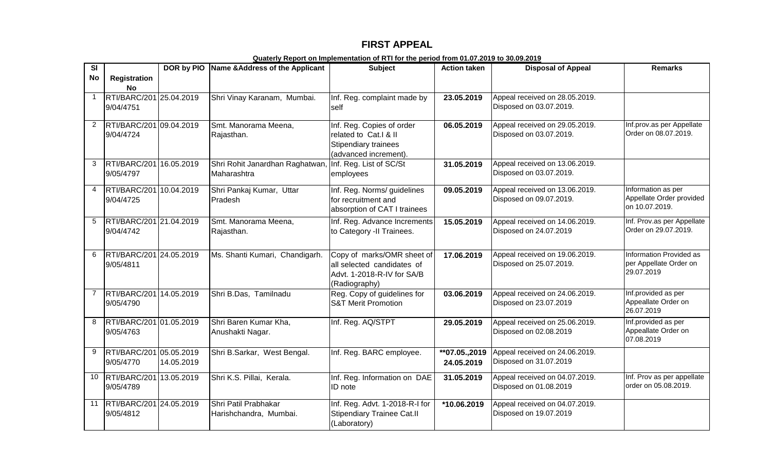# FIRST APPEAL

**Quaterly Report on Implementation of RTI for the period from 01.07.2019 to 30.09.2019**

| Sl No | Registration No | DOR by PIO | Name &Address of the Applicant | Subject | Action taken | Disposal of Appeal | Remarks |
|---|---|---|---|---|---|---|---|
| 1 | RTI/BARC/2019/04/4751 | 25.04.2019 | Shri Vinay Karanam, Mumbai. | Inf. Reg. complaint made by self | **23.05.2019** | Appeal received on 28.05.2019. Disposed on 03.07.2019. | |
| 2 | RTI/BARC/2019/04/4724 | 09.04.2019 | Smt. Manorama Meena, Rajasthan. | Inf. Reg. Copies of order related to Cat.I & II Stipendiary trainees (advanced increment). | **06.05.2019** | Appeal received on 29.05.2019. Disposed on 03.07.2019. | Inf.prov.as per Appellate Order on 08.07.2019. |
| 3 | RTI/BARC/2019/05/4797 | 16.05.2019 | Shri Rohit Janardhan Raghatwan, Maharashtra | Inf. Reg. List of SC/St employees | **31.05.2019** | Appeal received on 13.06.2019. Disposed on 03.07.2019. | |
| 4 | RTI/BARC/2019/04/4725 | 10.04.2019 | Shri Pankaj Kumar, Uttar Pradesh | Inf. Reg. Norms/ guidelines for recruitment and absorption of CAT I trainees | **09.05.2019** | Appeal received on 13.06.2019. Disposed on 09.07.2019. | Information as per Appellate Order provided on 10.07.2019. |
| 5 | RTI/BARC/2019/04/4742 | 21.04.2019 | Smt. Manorama Meena, Rajasthan. | Inf. Reg. Advance Increments to Category -II Trainees. | **15.05.2019** | Appeal received on 14.06.2019. Disposed on 24.07.2019 | Inf. Prov.as per Appellate Order on 29.07.2019. |
| 6 | RTI/BARC/2019/05/4811 | 24.05.2019 | Ms. Shanti Kumari, Chandigarh. | Copy of marks/OMR sheet of all selected candidates of Advt. 1-2018-R-IV for SA/B (Radiography) | **17.06.2019** | Appeal received on 19.06.2019. Disposed on 25.07.2019. | Information Provided as per Appellate Order on 29.07.2019 |
| 7 | RTI/BARC/2019/05/4790 | 14.05.2019 | Shri B.Das, Tamilnadu | Reg. Copy of guidelines for S&T Merit Promotion | **03.06.2019** | Appeal received on 24.06.2019. Disposed on 23.07.2019 | Inf.provided as per Appeallate Order on 26.07.2019 |
| 8 | RTI/BARC/2019/05/4763 | 01.05.2019 | Shri Baren Kumar Kha, Anushakti Nagar. | Inf. Reg. AQ/STPT | **29.05.2019** | Appeal received on 25.06.2019. Disposed on 02.08.2019 | Inf.provided as per Appeallate Order on 07.08.2019 |
| 9 | RTI/BARC/2019/05/4770 | 05.05.2019 14.05.2019 | Shri B.Sarkar, West Bengal. | Inf. Reg. BARC employee. | **\*\*07.05.,2019 24.05.2019** | Appeal received on 24.06.2019. Disposed on 31.07.2019 | |
| 10 | RTI/BARC/2019/05/4789 | 13.05.2019 | Shri K.S. Pillai, Kerala. | Inf. Reg. Information on DAE ID note | **31.05.2019** | Appeal received on 04.07.2019. Disposed on 01.08.2019 | Inf. Prov as per appellate order on 05.08.2019. |
| 11 | RTI/BARC/2019/05/4812 | 24.05.2019 | Shri Patil Prabhakar Harishchandra, Mumbai. | Inf. Reg. Advt. 1-2018-R-I for Stipendiary Trainee Cat.II (Laboratory) | **\*10.06.2019** | Appeal received on 04.07.2019. Disposed on 19.07.2019 | |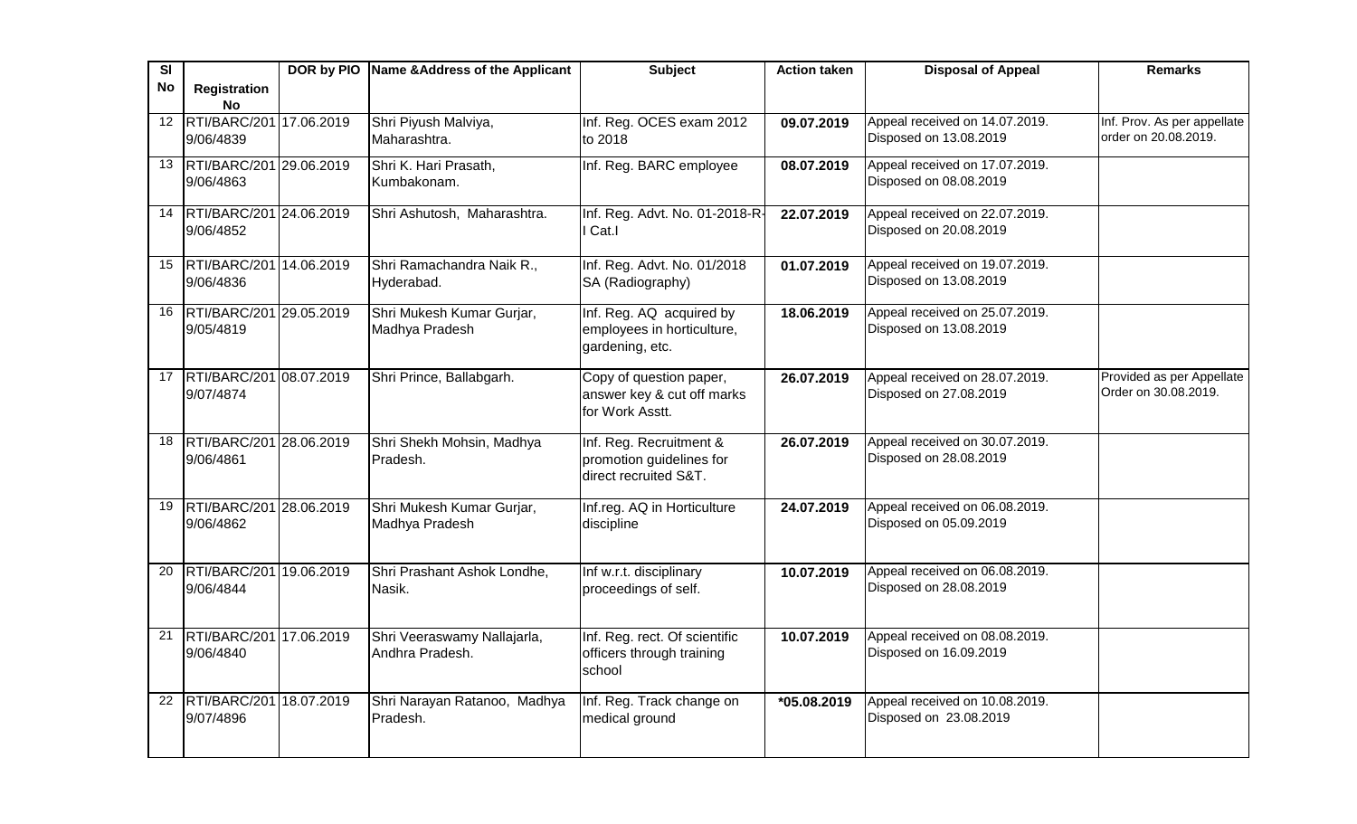| Sl No | Registration No | DOR by PIO | Name &Address of the Applicant | Subject | Action taken | Disposal of Appeal | Remarks |
|---|---|---|---|---|---|---|---|
| 12 | RTI/BARC/2019/06/4839 | 17.06.2019 | Shri Piyush Malviya, Maharashtra. | Inf. Reg. OCES exam 2012 to 2018 | **09.07.2019** | Appeal received on 14.07.2019. Disposed on 13.08.2019 | Inf. Prov. As per appellate order on 20.08.2019. |
| 13 | RTI/BARC/2019/06/4863 | 29.06.2019 | Shri K. Hari Prasath, Kumbakonam. | Inf. Reg. BARC employee | **08.07.2019** | Appeal received on 17.07.2019. Disposed on 08.08.2019 | |
| 14 | RTI/BARC/2019/06/4852 | 24.06.2019 | Shri Ashutosh, Maharashtra. | Inf. Reg. Advt. No. 01-2018-R-I Cat.I | **22.07.2019** | Appeal received on 22.07.2019. Disposed on 20.08.2019 | |
| 15 | RTI/BARC/2019/06/4836 | 14.06.2019 | Shri Ramachandra Naik R., Hyderabad. | Inf. Reg. Advt. No. 01/2018 SA (Radiography) | **01.07.2019** | Appeal received on 19.07.2019. Disposed on 13.08.2019 | |
| 16 | RTI/BARC/2019/05/4819 | 29.05.2019 | Shri Mukesh Kumar Gurjar, Madhya Pradesh | Inf. Reg. AQ acquired by employees in horticulture, gardening, etc. | **18.06.2019** | Appeal received on 25.07.2019. Disposed on 13.08.2019 | |
| 17 | RTI/BARC/2019/07/4874 | 08.07.2019 | Shri Prince, Ballabgarh. | Copy of question paper, answer key & cut off marks for Work Asstt. | **26.07.2019** | Appeal received on 28.07.2019. Disposed on 27.08.2019 | Provided as per Appellate Order on 30.08.2019. |
| 18 | RTI/BARC/2019/06/4861 | 28.06.2019 | Shri Shekh Mohsin, Madhya Pradesh. | Inf. Reg. Recruitment & promotion guidelines for direct recruited S&T. | **26.07.2019** | Appeal received on 30.07.2019. Disposed on 28.08.2019 | |
| 19 | RTI/BARC/2019/06/4862 | 28.06.2019 | Shri Mukesh Kumar Gurjar, Madhya Pradesh | Inf.reg. AQ in Horticulture discipline | **24.07.2019** | Appeal received on 06.08.2019. Disposed on 05.09.2019 | |
| 20 | RTI/BARC/2019/06/4844 | 19.06.2019 | Shri Prashant Ashok Londhe, Nasik. | Inf w.r.t. disciplinary proceedings of self. | **10.07.2019** | Appeal received on 06.08.2019. Disposed on 28.08.2019 | |
| 21 | RTI/BARC/2019/06/4840 | 17.06.2019 | Shri Veeraswamy Nallajarla, Andhra Pradesh. | Inf. Reg. rect. Of scientific officers through training school | **10.07.2019** | Appeal received on 08.08.2019. Disposed on 16.09.2019 | |
| 22 | RTI/BARC/2019/07/4896 | 18.07.2019 | Shri Narayan Ratanoo, Madhya Pradesh. | Inf. Reg. Track change on medical ground | ***05.08.2019** | Appeal received on 10.08.2019. Disposed on 23.08.2019 | |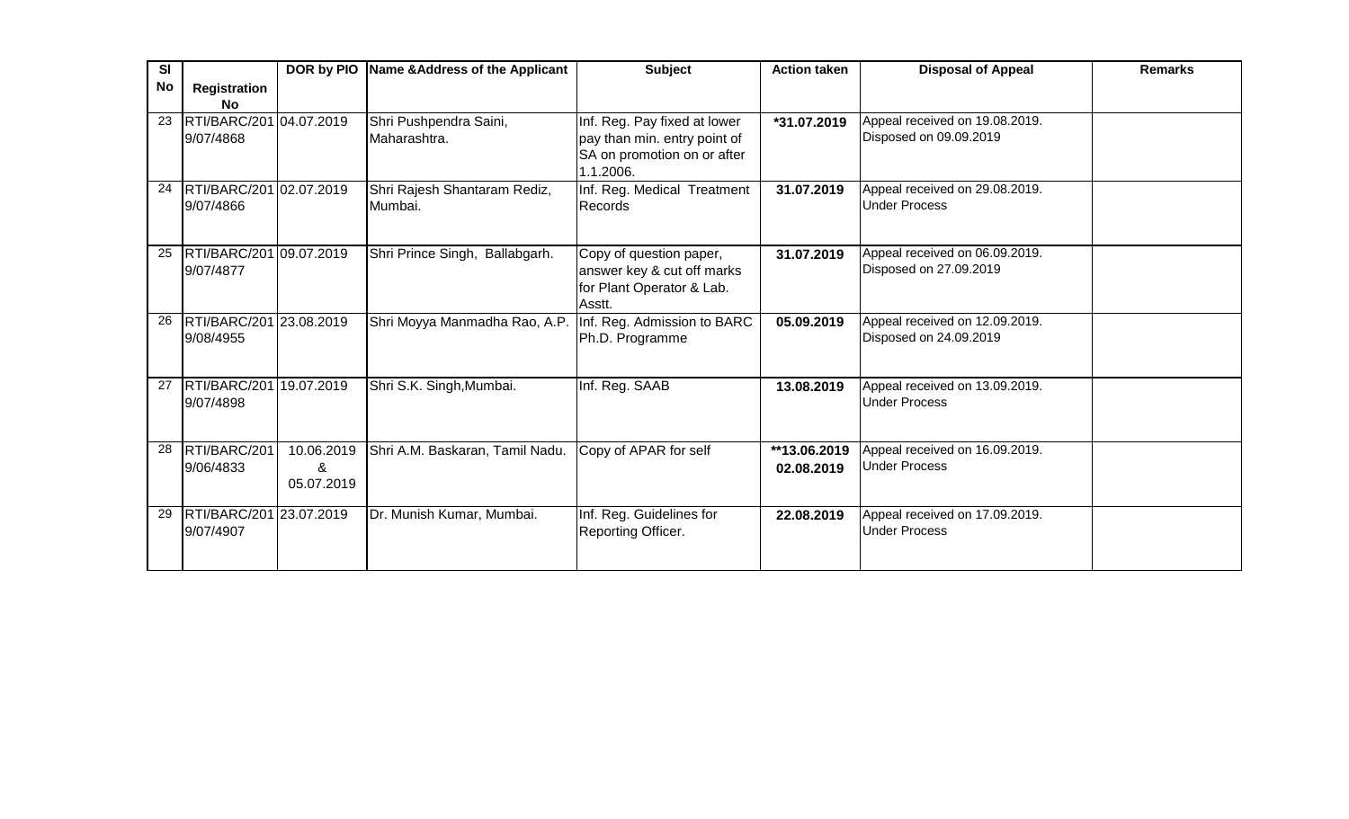| Sl No | Registration No | DOR by PIO | Name &Address of the Applicant | Subject | Action taken | Disposal of Appeal | Remarks |
|---|---|---|---|---|---|---|---|
| 23 | RTI/BARC/2019/07/4868 | 04.07.2019 | Shri Pushpendra Saini, Maharashtra. | Inf. Reg. Pay fixed at lower pay than min. entry point of SA on promotion on or after 1.1.2006. | *31.07.2019 | Appeal received on 19.08.2019. Disposed on 09.09.2019 | |
| 24 | RTI/BARC/2019/07/4866 | 02.07.2019 | Shri Rajesh Shantaram Rediz, Mumbai. | Inf. Reg. Medical Treatment Records | 31.07.2019 | Appeal received on 29.08.2019. Under Process | |
| 25 | RTI/BARC/2019/07/4877 | 09.07.2019 | Shri Prince Singh, Ballabgarh. | Copy of question paper, answer key & cut off marks for Plant Operator & Lab. Asstt. | 31.07.2019 | Appeal received on 06.09.2019. Disposed on 27.09.2019 | |
| 26 | RTI/BARC/2019/08/4955 | 23.08.2019 | Shri Moyya Manmadha Rao, A.P. | Inf. Reg. Admission to BARC Ph.D. Programme | 05.09.2019 | Appeal received on 12.09.2019. Disposed on 24.09.2019 | |
| 27 | RTI/BARC/2019/07/4898 | 19.07.2019 | Shri S.K. Singh,Mumbai. | Inf. Reg. SAAB | 13.08.2019 | Appeal received on 13.09.2019. Under Process | |
| 28 | RTI/BARC/2019/06/4833 | 10.06.2019 & 05.07.2019 | Shri A.M. Baskaran, Tamil Nadu. | Copy of APAR for self | **13.06.2019 02.08.2019 | Appeal received on 16.09.2019. Under Process | |
| 29 | RTI/BARC/2019/07/4907 | 23.07.2019 | Dr. Munish Kumar, Mumbai. | Inf. Reg. Guidelines for Reporting Officer. | 22.08.2019 | Appeal received on 17.09.2019. Under Process | |